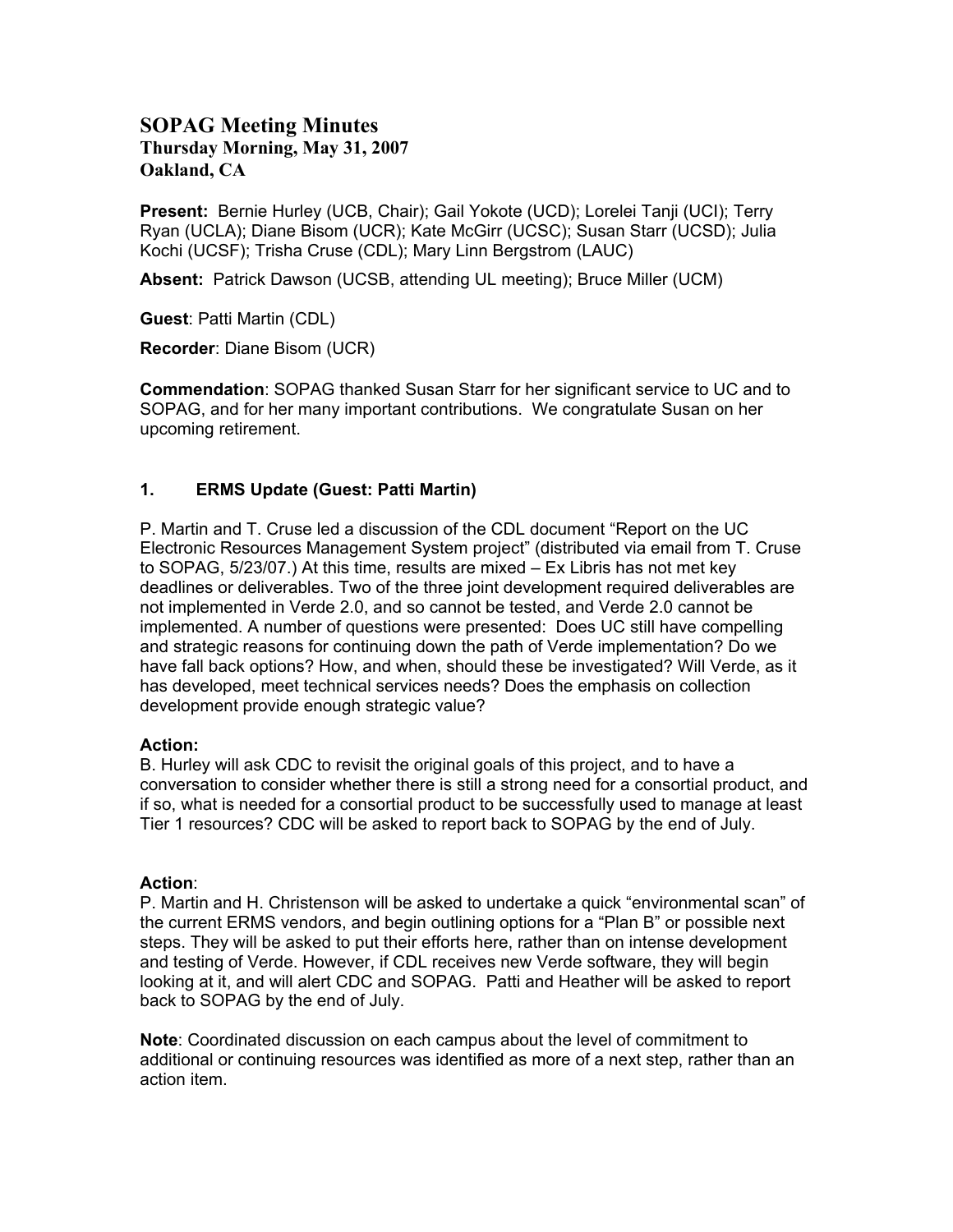# SOPAG Meeting Minutes

**Thursday Morning, May 31, 2007**
**Oakland, CA**

**Present:** Bernie Hurley (UCB, Chair); Gail Yokote (UCD); Lorelei Tanji (UCI); Terry Ryan (UCLA); Diane Bisom (UCR); Kate McGirr (UCSC); Susan Starr (UCSD); Julia Kochi (UCSF); Trisha Cruse (CDL); Mary Linn Bergstrom (LAUC)

**Absent:** Patrick Dawson (UCSB, attending UL meeting); Bruce Miller (UCM)

**Guest**: Patti Martin (CDL)

**Recorder**: Diane Bisom (UCR)

**Commendation**: SOPAG thanked Susan Starr for her significant service to UC and to SOPAG, and for her many important contributions. We congratulate Susan on her upcoming retirement.

## 1. ERMS Update (Guest: Patti Martin)

P. Martin and T. Cruse led a discussion of the CDL document "Report on the UC Electronic Resources Management System project" (distributed via email from T. Cruse to SOPAG, 5/23/07.) At this time, results are mixed – Ex Libris has not met key deadlines or deliverables. Two of the three joint development required deliverables are not implemented in Verde 2.0, and so cannot be tested, and Verde 2.0 cannot be implemented. A number of questions were presented: Does UC still have compelling and strategic reasons for continuing down the path of Verde implementation? Do we have fall back options? How, and when, should these be investigated? Will Verde, as it has developed, meet technical services needs? Does the emphasis on collection development provide enough strategic value?

**Action:**
B. Hurley will ask CDC to revisit the original goals of this project, and to have a conversation to consider whether there is still a strong need for a consortial product, and if so, what is needed for a consortial product to be successfully used to manage at least Tier 1 resources? CDC will be asked to report back to SOPAG by the end of July.

**Action**:
P. Martin and H. Christenson will be asked to undertake a quick "environmental scan" of the current ERMS vendors, and begin outlining options for a "Plan B" or possible next steps. They will be asked to put their efforts here, rather than on intense development and testing of Verde. However, if CDL receives new Verde software, they will begin looking at it, and will alert CDC and SOPAG. Patti and Heather will be asked to report back to SOPAG by the end of July.

**Note**: Coordinated discussion on each campus about the level of commitment to additional or continuing resources was identified as more of a next step, rather than an action item.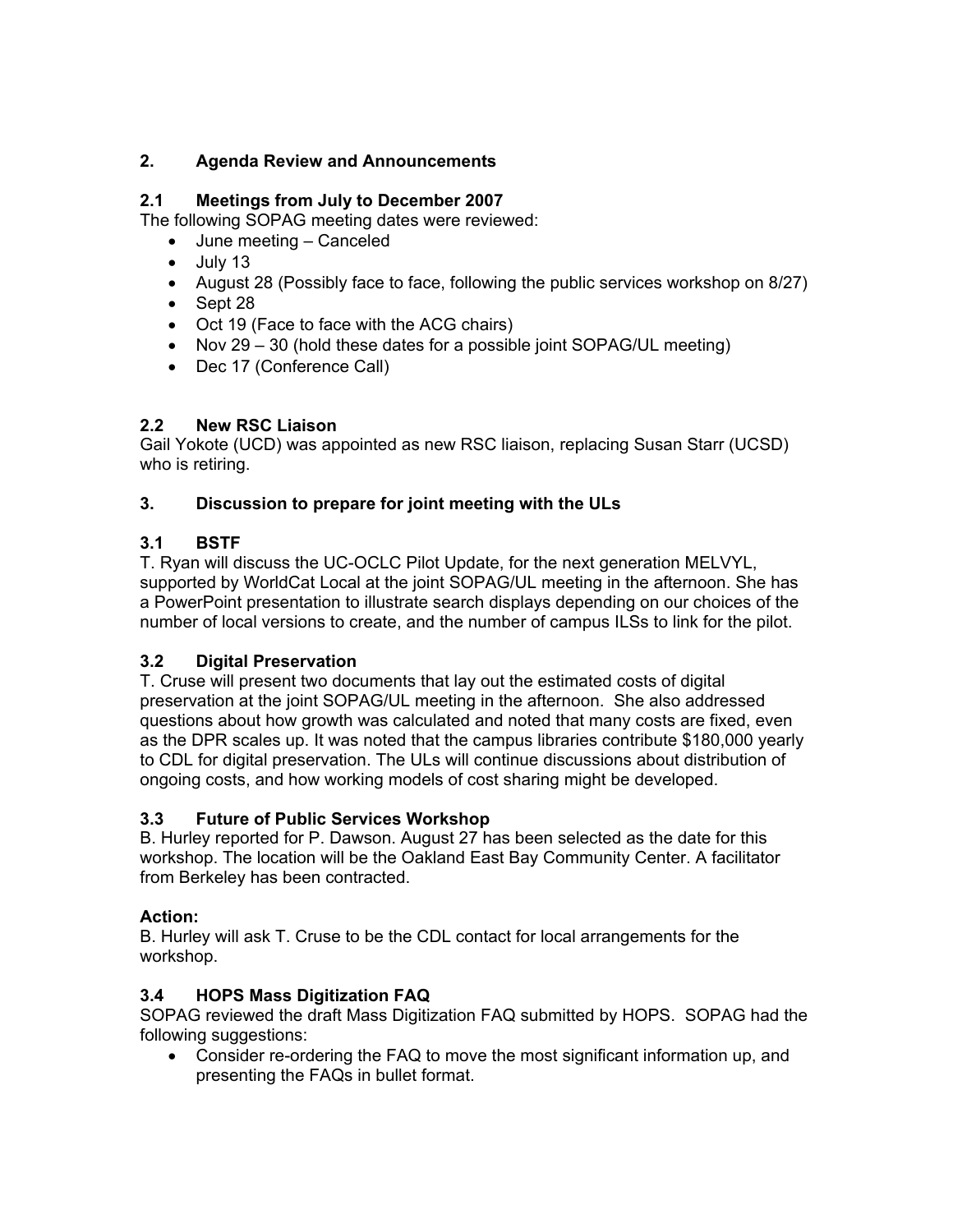## 2. Agenda Review and Announcements

### 2.1 Meetings from July to December 2007

The following SOPAG meeting dates were reviewed:

- June meeting – Canceled
- July 13
- August 28 (Possibly face to face, following the public services workshop on 8/27)
- Sept 28
- Oct 19 (Face to face with the ACG chairs)
- Nov 29 – 30 (hold these dates for a possible joint SOPAG/UL meeting)
- Dec 17 (Conference Call)

### 2.2 New RSC Liaison

Gail Yokote (UCD) was appointed as new RSC liaison, replacing Susan Starr (UCSD) who is retiring.

## 3. Discussion to prepare for joint meeting with the ULs

### 3.1 BSTF

T. Ryan will discuss the UC-OCLC Pilot Update, for the next generation MELVYL, supported by WorldCat Local at the joint SOPAG/UL meeting in the afternoon. She has a PowerPoint presentation to illustrate search displays depending on our choices of the number of local versions to create, and the number of campus ILSs to link for the pilot.

### 3.2 Digital Preservation

T. Cruse will present two documents that lay out the estimated costs of digital preservation at the joint SOPAG/UL meeting in the afternoon. She also addressed questions about how growth was calculated and noted that many costs are fixed, even as the DPR scales up. It was noted that the campus libraries contribute $180,000 yearly to CDL for digital preservation. The ULs will continue discussions about distribution of ongoing costs, and how working models of cost sharing might be developed.

### 3.3 Future of Public Services Workshop

B. Hurley reported for P. Dawson. August 27 has been selected as the date for this workshop. The location will be the Oakland East Bay Community Center. A facilitator from Berkeley has been contracted.

**Action:**

B. Hurley will ask T. Cruse to be the CDL contact for local arrangements for the workshop.

### 3.4 HOPS Mass Digitization FAQ

SOPAG reviewed the draft Mass Digitization FAQ submitted by HOPS. SOPAG had the following suggestions:

- Consider re-ordering the FAQ to move the most significant information up, and presenting the FAQs in bullet format.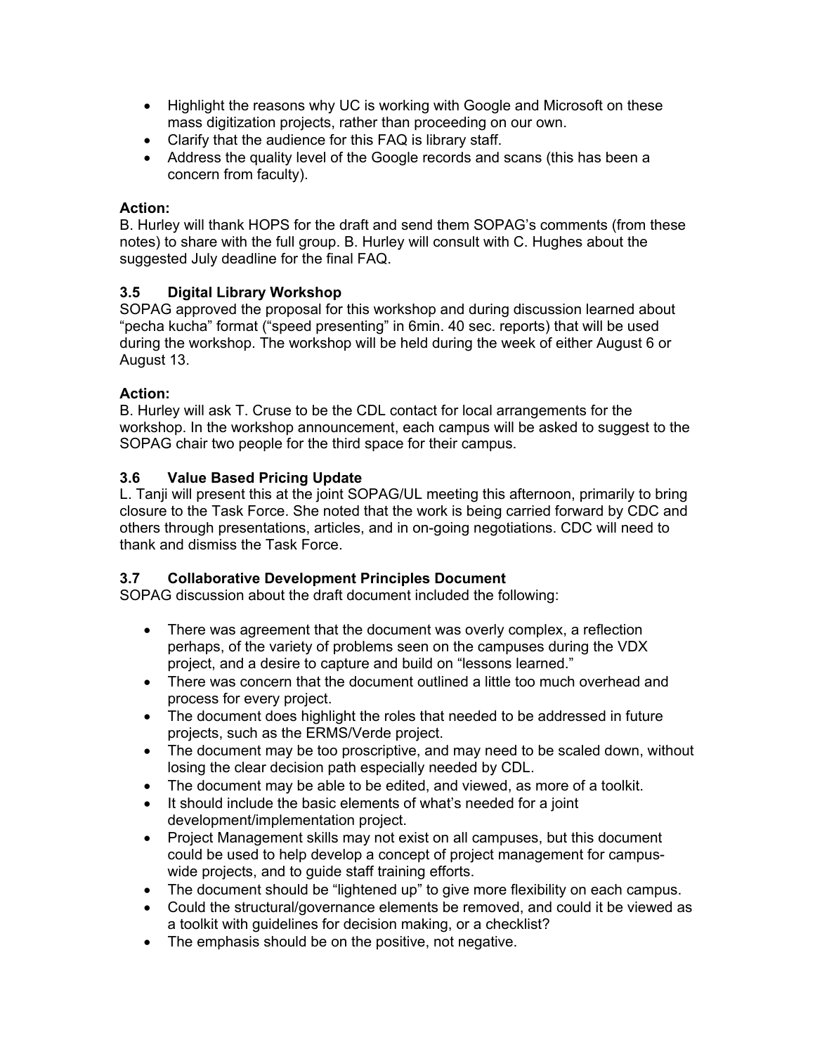- Highlight the reasons why UC is working with Google and Microsoft on these mass digitization projects, rather than proceeding on our own.
- Clarify that the audience for this FAQ is library staff.
- Address the quality level of the Google records and scans (this has been a concern from faculty).

**Action:**
B. Hurley will thank HOPS for the draft and send them SOPAG's comments (from these notes) to share with the full group. B. Hurley will consult with C. Hughes about the suggested July deadline for the final FAQ.

### 3.5 Digital Library Workshop

SOPAG approved the proposal for this workshop and during discussion learned about "pecha kucha" format ("speed presenting" in 6min. 40 sec. reports) that will be used during the workshop. The workshop will be held during the week of either August 6 or August 13.

**Action:**
B. Hurley will ask T. Cruse to be the CDL contact for local arrangements for the workshop. In the workshop announcement, each campus will be asked to suggest to the SOPAG chair two people for the third space for their campus.

### 3.6 Value Based Pricing Update

L. Tanji will present this at the joint SOPAG/UL meeting this afternoon, primarily to bring closure to the Task Force. She noted that the work is being carried forward by CDC and others through presentations, articles, and in on-going negotiations. CDC will need to thank and dismiss the Task Force.

### 3.7 Collaborative Development Principles Document

SOPAG discussion about the draft document included the following:

- There was agreement that the document was overly complex, a reflection perhaps, of the variety of problems seen on the campuses during the VDX project, and a desire to capture and build on "lessons learned."
- There was concern that the document outlined a little too much overhead and process for every project.
- The document does highlight the roles that needed to be addressed in future projects, such as the ERMS/Verde project.
- The document may be too proscriptive, and may need to be scaled down, without losing the clear decision path especially needed by CDL.
- The document may be able to be edited, and viewed, as more of a toolkit.
- It should include the basic elements of what's needed for a joint development/implementation project.
- Project Management skills may not exist on all campuses, but this document could be used to help develop a concept of project management for campus-wide projects, and to guide staff training efforts.
- The document should be "lightened up" to give more flexibility on each campus.
- Could the structural/governance elements be removed, and could it be viewed as a toolkit with guidelines for decision making, or a checklist?
- The emphasis should be on the positive, not negative.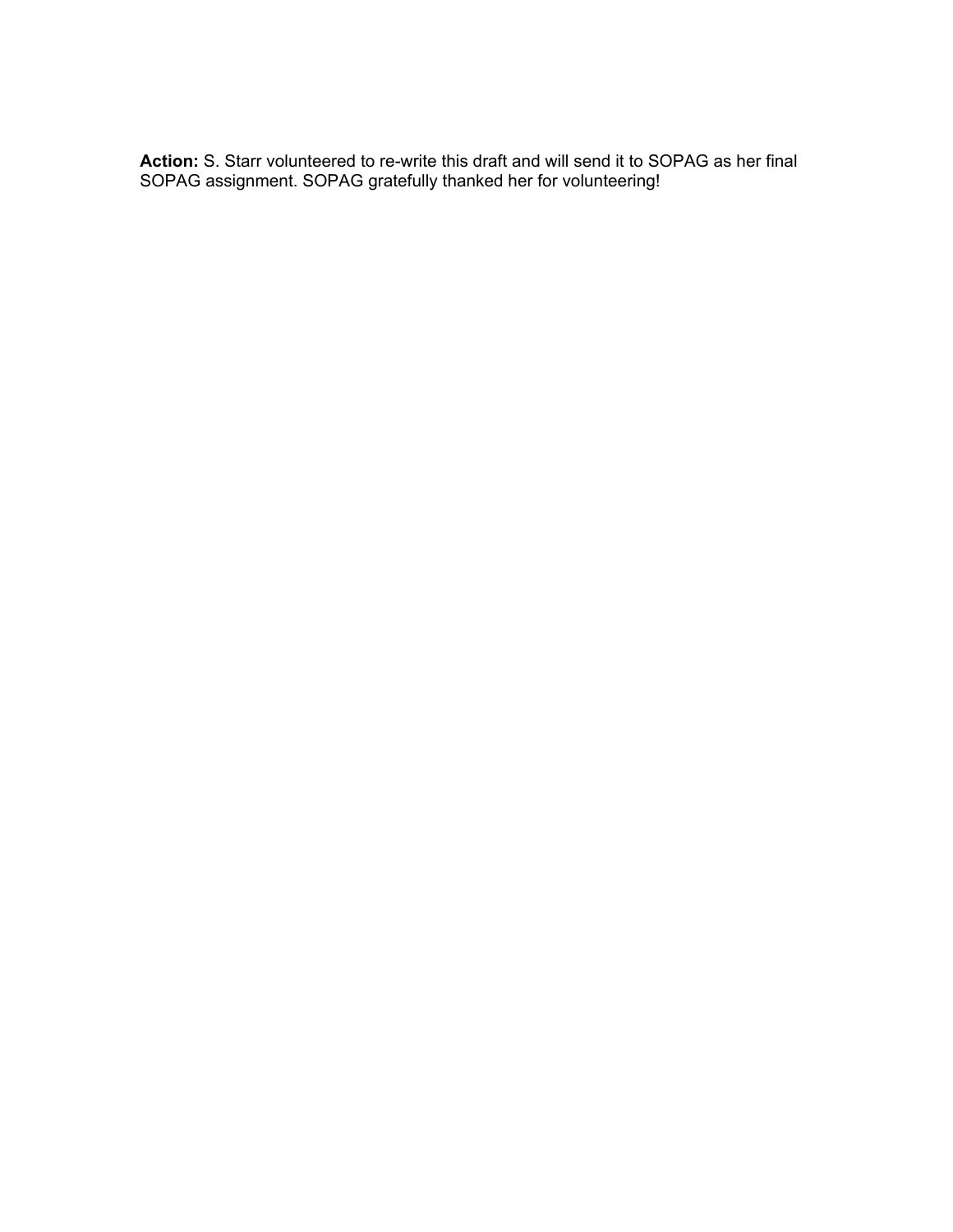**Action:** S. Starr volunteered to re-write this draft and will send it to SOPAG as her final SOPAG assignment. SOPAG gratefully thanked her for volunteering!